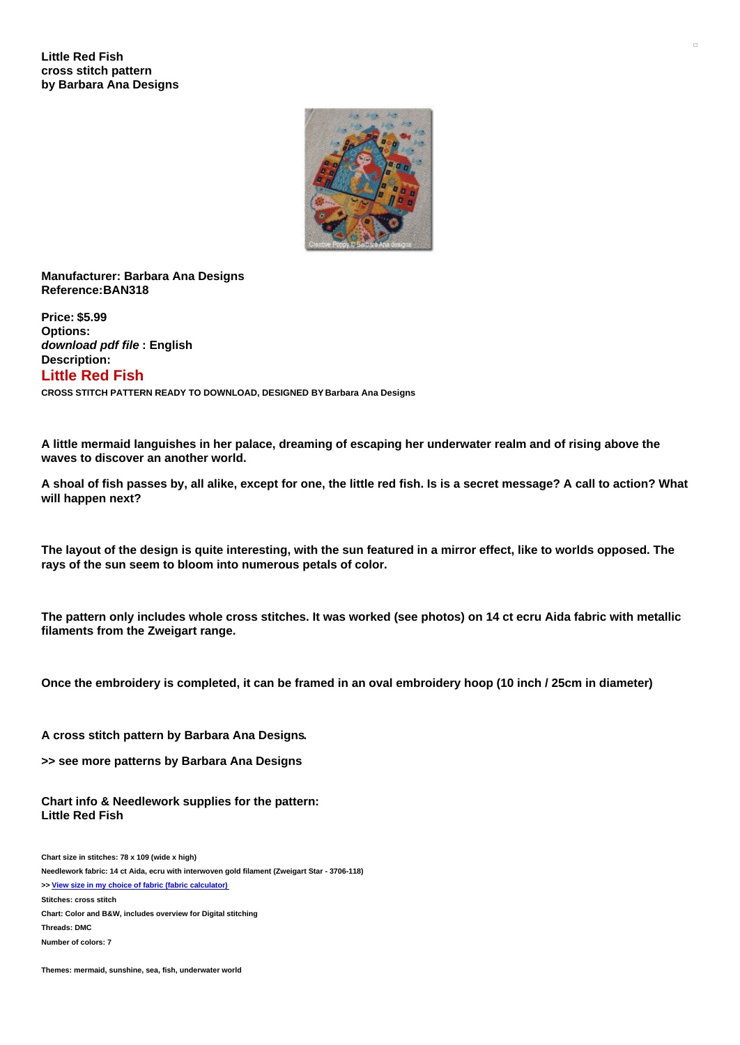**Little Red Fish**
**cross stitch pattern**
**by Barbara Ana Designs**

**Manufacturer: Barbara Ana Designs**
**Reference:BAN318**

**Price: $5.99**
**Options:**
***download pdf file* : English**
**Description:**

## Little Red Fish

**CROSS STITCH PATTERN READY TO DOWNLOAD, DESIGNED BY Barbara Ana Designs**

**A little mermaid languishes in her palace, dreaming of escaping her underwater realm and of rising above the waves to discover an another world.**

**A shoal of fish passes by, all alike, except for one, the little red fish. Is is a secret message? A call to action? What will happen next?**

**The layout of the design is quite interesting, with the sun featured in a mirror effect, like to worlds opposed. The rays of the sun seem to bloom into numerous petals of color.**

**The pattern only includes whole cross stitches. It was worked (see photos) on 14 ct ecru Aida fabric with metallic filaments from the Zweigart range.**

**Once the embroidery is completed, it can be framed in an oval embroidery hoop (10 inch / 25cm in diameter)**

**A cross stitch pattern by Barbara Ana Designs.**

**>> see more patterns by Barbara Ana Designs**

**Chart info & Needlework supplies for the pattern:**
**Little Red Fish**

**Chart size in stitches: 78 x 109 (wide x high)**

**Needlework fabric: 14 ct Aida, ecru with interwoven gold filament (Zweigart Star - 3706-118)**

**>> View size in my choice of fabric (fabric calculator)**

**Stitches: cross stitch**

**Chart: Color and B&W, includes overview for Digital stitching**

**Threads: DMC**

**Number of colors: 7**

**Themes: mermaid, sunshine, sea, fish, underwater world**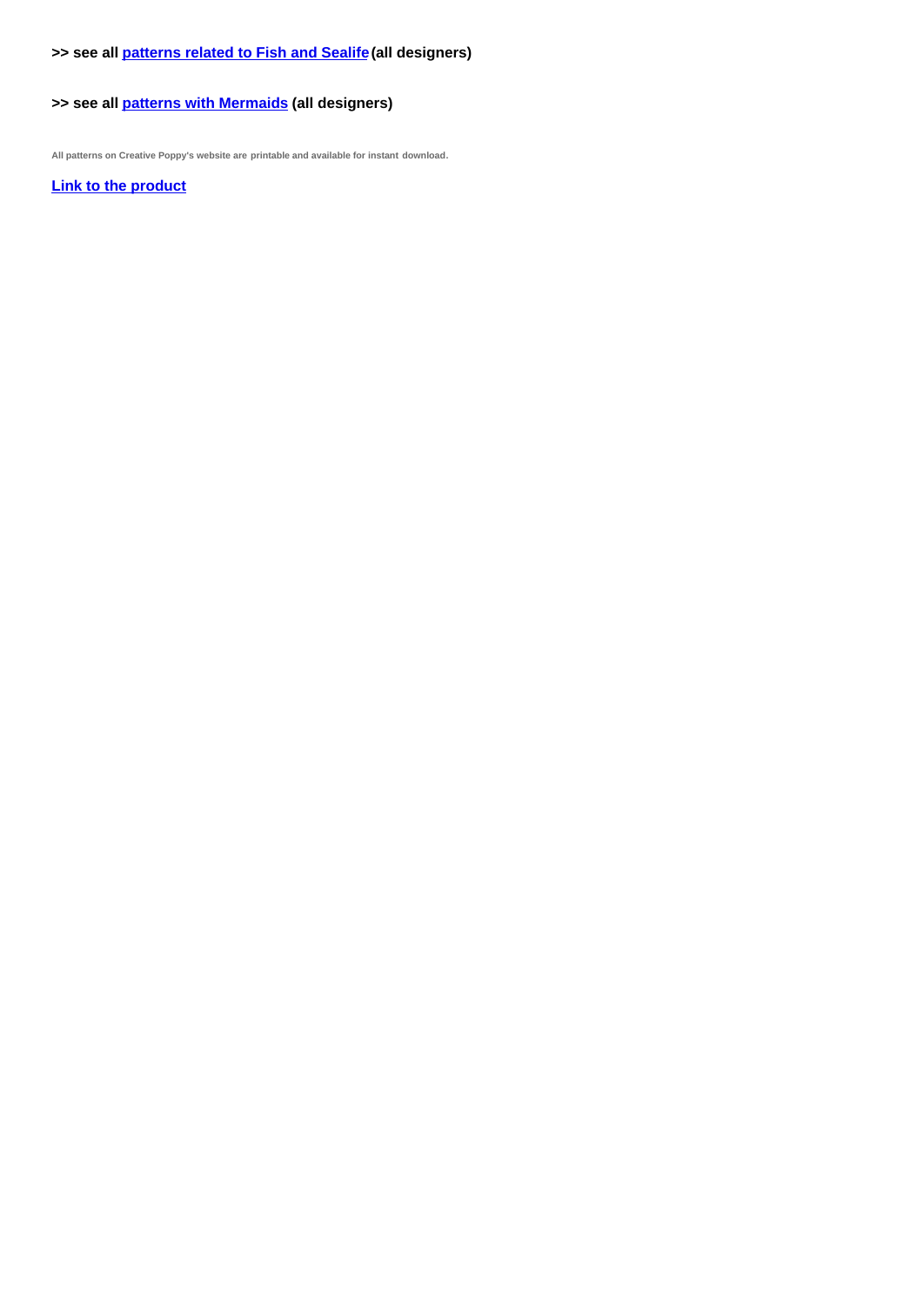**>> see all patterns related to Fish and Sealife (all designers)**

**>> see all patterns with Mermaids (all designers)**

All patterns on Creative Poppy's website are printable and available for instant download.

**Link to the product**